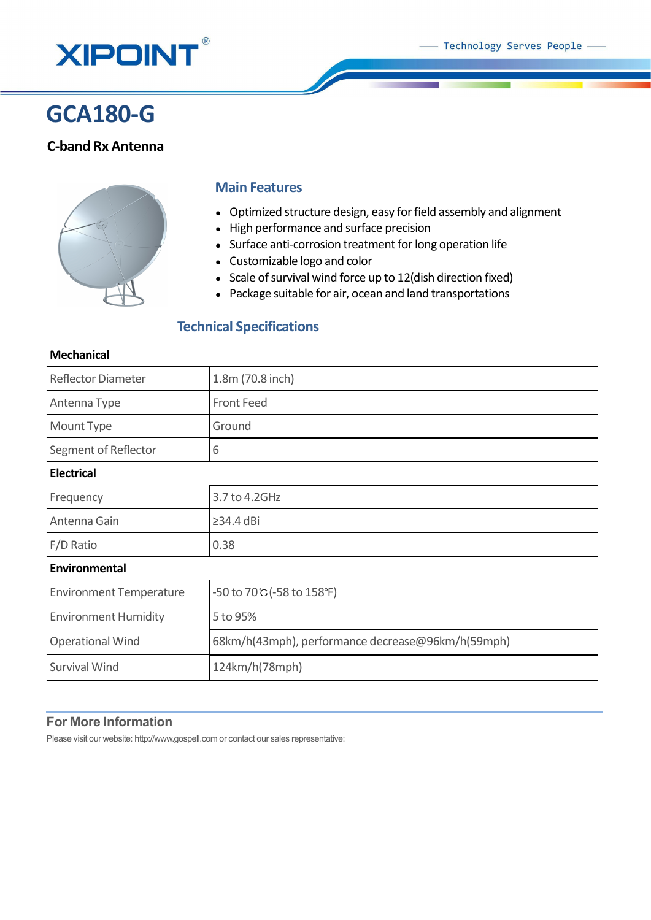XIPOINT®

Technology Serves People

# GCA180-G

**C-band Rx Antenna**

## Main Features

- Optimized structure design, easy for field assembly and alignment
- High performance and surface precision
- Surface anti-corrosion treatment for long operation life
- Customizable logo and color
- Scale of survival wind force up to 12(dish direction fixed)
- Package suitable for air, ocean and land transportations

## Technical Specifications

| **Mechanical** | |
|---|---|
| Reflector Diameter | 1.8m (70.8 inch) |
| Antenna Type | Front Feed |
| Mount Type | Ground |
| Segment of Reflector | 6 |
| **Electrical** | |
| Frequency | 3.7 to 4.2GHz |
| Antenna Gain | ≥34.4 dBi |
| F/D Ratio | 0.38 |
| **Environmental** | |
| Environment Temperature | -50 to 70℃(-58 to 158℉) |
| Environment Humidity | 5 to 95% |
| Operational Wind | 68km/h(43mph), performance decrease@96km/h(59mph) |
| Survival Wind | 124km/h(78mph) |

## For More Information

Please visit our website: http://www.gospell.com or contact our sales representative: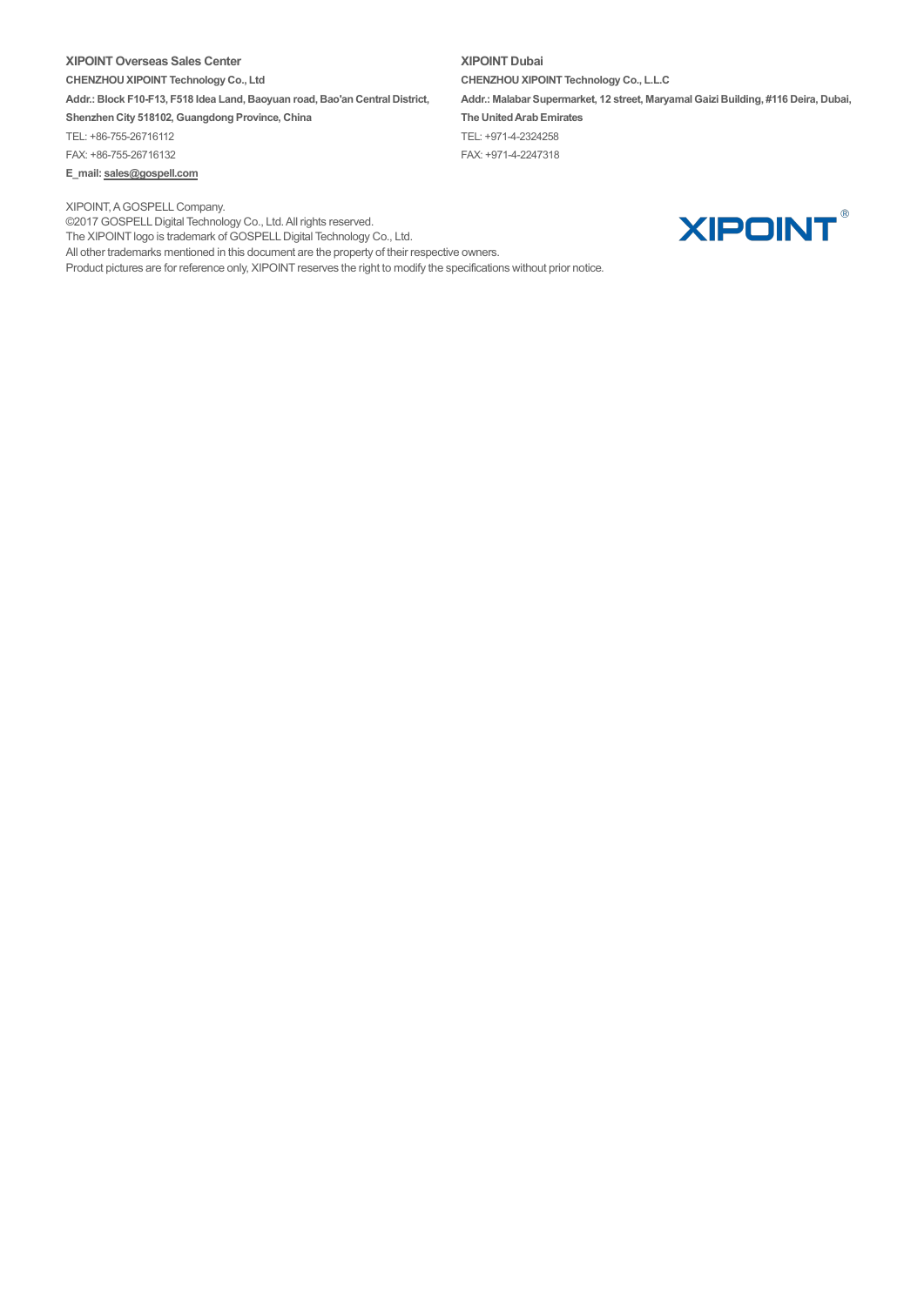**XIPOINT Overseas Sales Center**

**CHENZHOU XIPOINT Technology Co., Ltd**

**Addr.: Block F10-F13, F518 Idea Land, Baoyuan road, Bao'an Central District, Shenzhen City 518102, Guangdong Province, China**

TEL: +86-755-26716112

FAX: +86-755-26716132

**E_mail: sales@gospell.com**

**XIPOINT Dubai**

**CHENZHOU XIPOINT Technology Co., L.L.C**

**Addr.: Malabar Supermarket, 12 street, Maryamal Gaizi Building, #116 Deira, Dubai, The United Arab Emirates**

TEL: +971-4-2324258

FAX: +971-4-2247318

XIPOINT, A GOSPELL Company.
©2017 GOSPELL Digital Technology Co., Ltd. All rights reserved.
The XIPOINT logo is trademark of GOSPELL Digital Technology Co., Ltd.
All other trademarks mentioned in this document are the property of their respective owners.
Product pictures are for reference only, XIPOINT reserves the right to modify the specifications without prior notice.

XIPOINT®